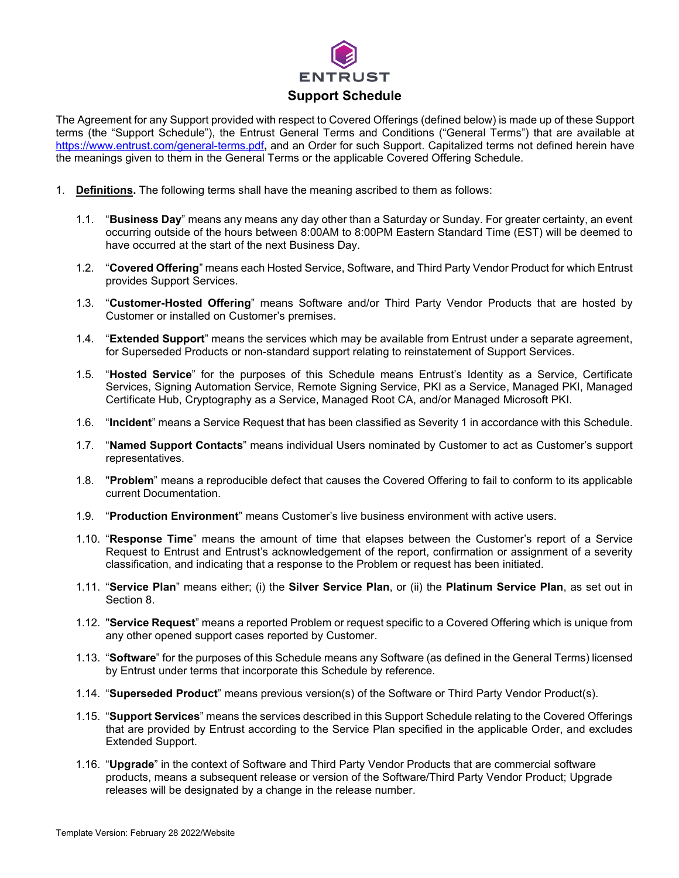ENTRUST

# Support Schedule

The Agreement for any Support provided with respect to Covered Offerings (defined below) is made up of these Support terms (the "Support Schedule"), the Entrust General Terms and Conditions ("General Terms") that are available at https://www.entrust.com/general-terms.pdf**,** and an Order for such Support. Capitalized terms not defined herein have the meanings given to them in the General Terms or the applicable Covered Offering Schedule.

1. **Definitions.** The following terms shall have the meaning ascribed to them as follows:

1.1. "**Business Day**" means any means any day other than a Saturday or Sunday. For greater certainty, an event occurring outside of the hours between 8:00AM to 8:00PM Eastern Standard Time (EST) will be deemed to have occurred at the start of the next Business Day.

1.2. "**Covered Offering**" means each Hosted Service, Software, and Third Party Vendor Product for which Entrust provides Support Services.

1.3. "**Customer-Hosted Offering**" means Software and/or Third Party Vendor Products that are hosted by Customer or installed on Customer's premises.

1.4. "**Extended Support**" means the services which may be available from Entrust under a separate agreement, for Superseded Products or non-standard support relating to reinstatement of Support Services.

1.5. "**Hosted Service**" for the purposes of this Schedule means Entrust's Identity as a Service, Certificate Services, Signing Automation Service, Remote Signing Service, PKI as a Service, Managed PKI, Managed Certificate Hub, Cryptography as a Service, Managed Root CA, and/or Managed Microsoft PKI.

1.6. "**Incident**" means a Service Request that has been classified as Severity 1 in accordance with this Schedule.

1.7. "**Named Support Contacts**" means individual Users nominated by Customer to act as Customer's support representatives.

1.8. "**Problem**" means a reproducible defect that causes the Covered Offering to fail to conform to its applicable current Documentation.

1.9. "**Production Environment**" means Customer's live business environment with active users.

1.10. "**Response Time**" means the amount of time that elapses between the Customer's report of a Service Request to Entrust and Entrust's acknowledgement of the report, confirmation or assignment of a severity classification, and indicating that a response to the Problem or request has been initiated.

1.11. "**Service Plan**" means either; (i) the **Silver Service Plan**, or (ii) the **Platinum Service Plan**, as set out in Section 8.

1.12. "**Service Request**" means a reported Problem or request specific to a Covered Offering which is unique from any other opened support cases reported by Customer.

1.13. "**Software**" for the purposes of this Schedule means any Software (as defined in the General Terms) licensed by Entrust under terms that incorporate this Schedule by reference.

1.14. "**Superseded Product**" means previous version(s) of the Software or Third Party Vendor Product(s).

1.15. "**Support Services**" means the services described in this Support Schedule relating to the Covered Offerings that are provided by Entrust according to the Service Plan specified in the applicable Order, and excludes Extended Support.

1.16. "**Upgrade**" in the context of Software and Third Party Vendor Products that are commercial software products, means a subsequent release or version of the Software/Third Party Vendor Product; Upgrade releases will be designated by a change in the release number.

Template Version: February 28 2022/Website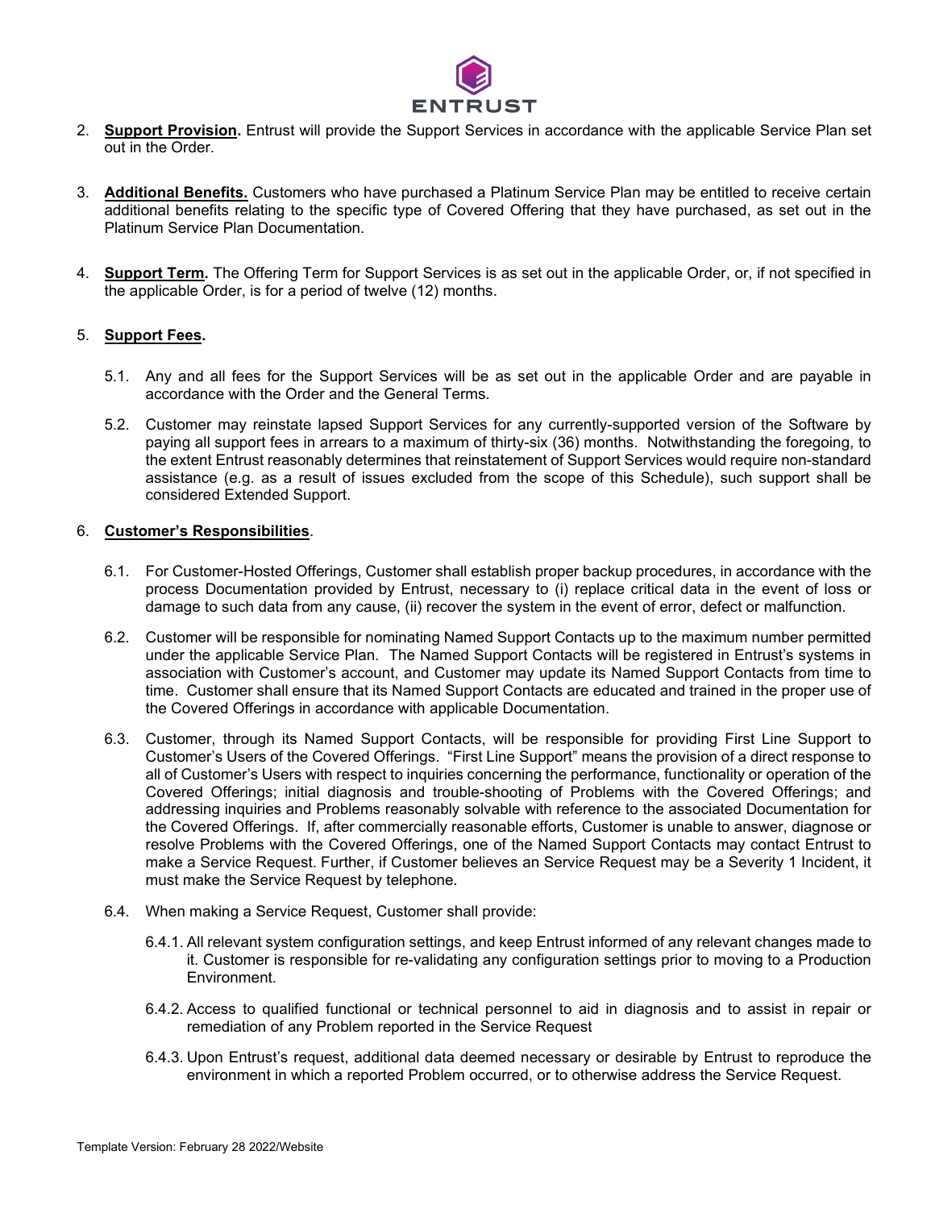2. **Support Provision.** Entrust will provide the Support Services in accordance with the applicable Service Plan set out in the Order.

3. **Additional Benefits.** Customers who have purchased a Platinum Service Plan may be entitled to receive certain additional benefits relating to the specific type of Covered Offering that they have purchased, as set out in the Platinum Service Plan Documentation.

4. **Support Term.** The Offering Term for Support Services is as set out in the applicable Order, or, if not specified in the applicable Order, is for a period of twelve (12) months.

5. **Support Fees.**

   5.1. Any and all fees for the Support Services will be as set out in the applicable Order and are payable in accordance with the Order and the General Terms.

   5.2. Customer may reinstate lapsed Support Services for any currently-supported version of the Software by paying all support fees in arrears to a maximum of thirty-six (36) months. Notwithstanding the foregoing, to the extent Entrust reasonably determines that reinstatement of Support Services would require non-standard assistance (e.g. as a result of issues excluded from the scope of this Schedule), such support shall be considered Extended Support.

6. **Customer's Responsibilities**.

   6.1. For Customer-Hosted Offerings, Customer shall establish proper backup procedures, in accordance with the process Documentation provided by Entrust, necessary to (i) replace critical data in the event of loss or damage to such data from any cause, (ii) recover the system in the event of error, defect or malfunction.

   6.2. Customer will be responsible for nominating Named Support Contacts up to the maximum number permitted under the applicable Service Plan. The Named Support Contacts will be registered in Entrust's systems in association with Customer's account, and Customer may update its Named Support Contacts from time to time. Customer shall ensure that its Named Support Contacts are educated and trained in the proper use of the Covered Offerings in accordance with applicable Documentation.

   6.3. Customer, through its Named Support Contacts, will be responsible for providing First Line Support to Customer's Users of the Covered Offerings. "First Line Support" means the provision of a direct response to all of Customer's Users with respect to inquiries concerning the performance, functionality or operation of the Covered Offerings; initial diagnosis and trouble-shooting of Problems with the Covered Offerings; and addressing inquiries and Problems reasonably solvable with reference to the associated Documentation for the Covered Offerings. If, after commercially reasonable efforts, Customer is unable to answer, diagnose or resolve Problems with the Covered Offerings, one of the Named Support Contacts may contact Entrust to make a Service Request. Further, if Customer believes an Service Request may be a Severity 1 Incident, it must make the Service Request by telephone.

   6.4. When making a Service Request, Customer shall provide:

      6.4.1. All relevant system configuration settings, and keep Entrust informed of any relevant changes made to it. Customer is responsible for re-validating any configuration settings prior to moving to a Production Environment.

      6.4.2. Access to qualified functional or technical personnel to aid in diagnosis and to assist in repair or remediation of any Problem reported in the Service Request

      6.4.3. Upon Entrust's request, additional data deemed necessary or desirable by Entrust to reproduce the environment in which a reported Problem occurred, or to otherwise address the Service Request.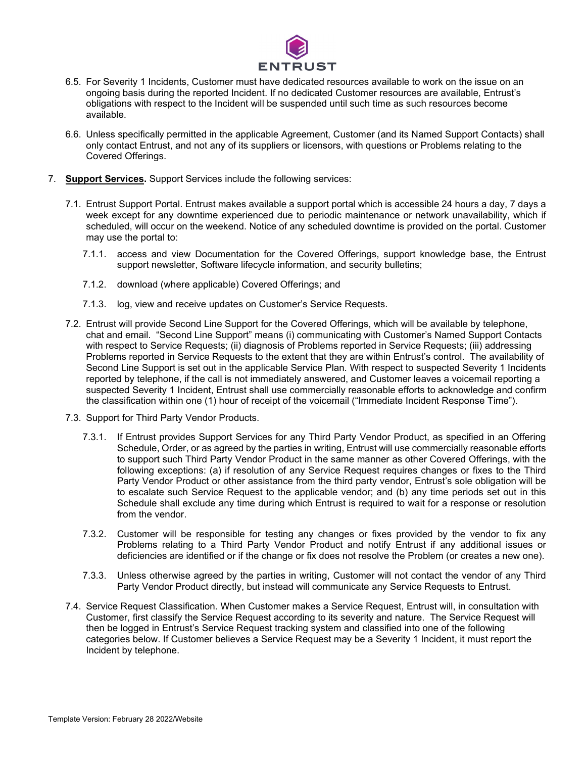6.5. For Severity 1 Incidents, Customer must have dedicated resources available to work on the issue on an ongoing basis during the reported Incident. If no dedicated Customer resources are available, Entrust's obligations with respect to the Incident will be suspended until such time as such resources become available.

6.6. Unless specifically permitted in the applicable Agreement, Customer (and its Named Support Contacts) shall only contact Entrust, and not any of its suppliers or licensors, with questions or Problems relating to the Covered Offerings.

7. **Support Services.** Support Services include the following services:

7.1. Entrust Support Portal. Entrust makes available a support portal which is accessible 24 hours a day, 7 days a week except for any downtime experienced due to periodic maintenance or network unavailability, which if scheduled, will occur on the weekend. Notice of any scheduled downtime is provided on the portal. Customer may use the portal to:

7.1.1. access and view Documentation for the Covered Offerings, support knowledge base, the Entrust support newsletter, Software lifecycle information, and security bulletins;

7.1.2. download (where applicable) Covered Offerings; and

7.1.3. log, view and receive updates on Customer's Service Requests.

7.2. Entrust will provide Second Line Support for the Covered Offerings, which will be available by telephone, chat and email. "Second Line Support" means (i) communicating with Customer's Named Support Contacts with respect to Service Requests; (ii) diagnosis of Problems reported in Service Requests; (iii) addressing Problems reported in Service Requests to the extent that they are within Entrust's control. The availability of Second Line Support is set out in the applicable Service Plan. With respect to suspected Severity 1 Incidents reported by telephone, if the call is not immediately answered, and Customer leaves a voicemail reporting a suspected Severity 1 Incident, Entrust shall use commercially reasonable efforts to acknowledge and confirm the classification within one (1) hour of receipt of the voicemail ("Immediate Incident Response Time").

7.3. Support for Third Party Vendor Products.

7.3.1. If Entrust provides Support Services for any Third Party Vendor Product, as specified in an Offering Schedule, Order, or as agreed by the parties in writing, Entrust will use commercially reasonable efforts to support such Third Party Vendor Product in the same manner as other Covered Offerings, with the following exceptions: (a) if resolution of any Service Request requires changes or fixes to the Third Party Vendor Product or other assistance from the third party vendor, Entrust's sole obligation will be to escalate such Service Request to the applicable vendor; and (b) any time periods set out in this Schedule shall exclude any time during which Entrust is required to wait for a response or resolution from the vendor.

7.3.2. Customer will be responsible for testing any changes or fixes provided by the vendor to fix any Problems relating to a Third Party Vendor Product and notify Entrust if any additional issues or deficiencies are identified or if the change or fix does not resolve the Problem (or creates a new one).

7.3.3. Unless otherwise agreed by the parties in writing, Customer will not contact the vendor of any Third Party Vendor Product directly, but instead will communicate any Service Requests to Entrust.

7.4. Service Request Classification. When Customer makes a Service Request, Entrust will, in consultation with Customer, first classify the Service Request according to its severity and nature. The Service Request will then be logged in Entrust's Service Request tracking system and classified into one of the following categories below. If Customer believes a Service Request may be a Severity 1 Incident, it must report the Incident by telephone.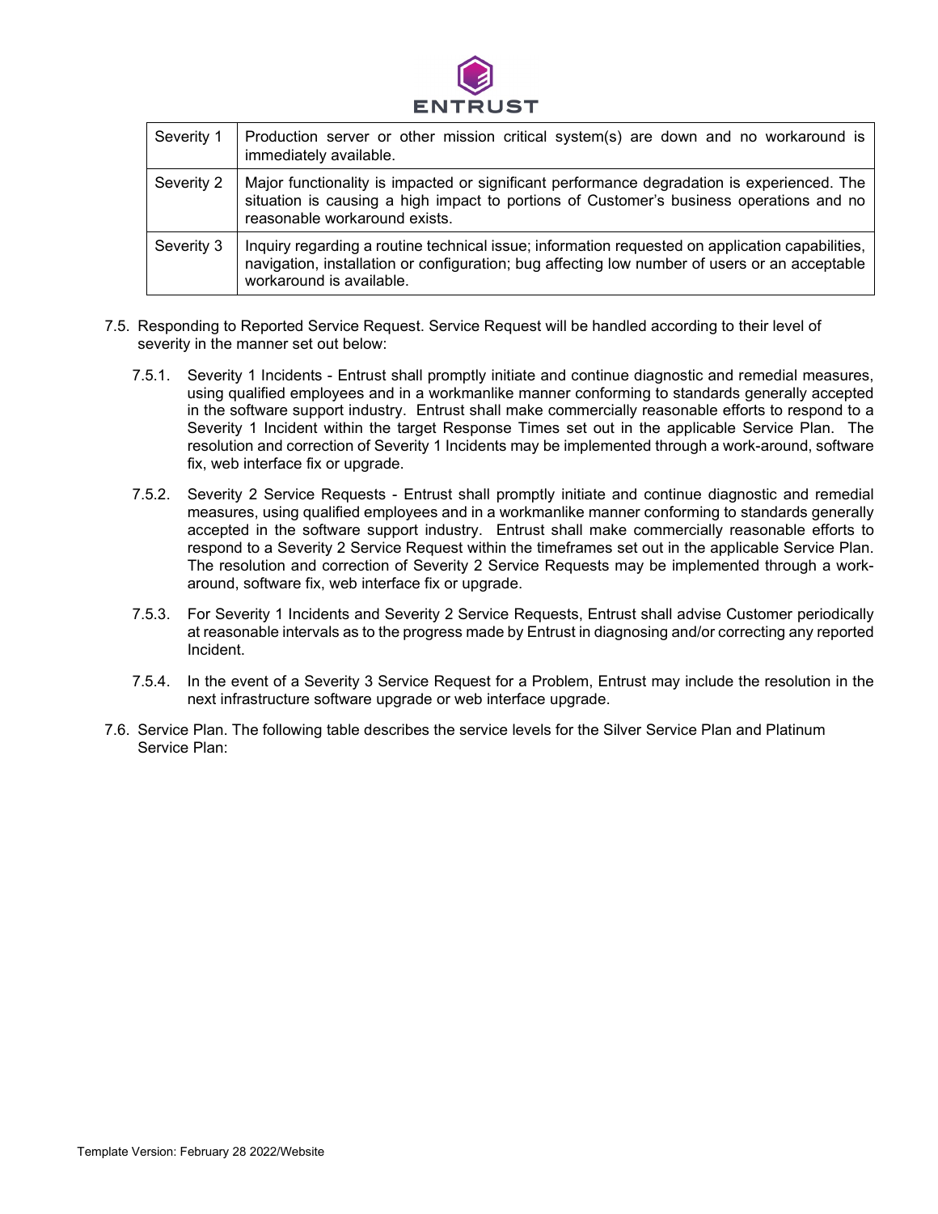| Severity 1 | Production server or other mission critical system(s) are down and no workaround is immediately available. |
|---|---|
| Severity 2 | Major functionality is impacted or significant performance degradation is experienced. The situation is causing a high impact to portions of Customer's business operations and no reasonable workaround exists. |
| Severity 3 | Inquiry regarding a routine technical issue; information requested on application capabilities, navigation, installation or configuration; bug affecting low number of users or an acceptable workaround is available. |

7.5. Responding to Reported Service Request. Service Request will be handled according to their level of severity in the manner set out below:

7.5.1. Severity 1 Incidents - Entrust shall promptly initiate and continue diagnostic and remedial measures, using qualified employees and in a workmanlike manner conforming to standards generally accepted in the software support industry. Entrust shall make commercially reasonable efforts to respond to a Severity 1 Incident within the target Response Times set out in the applicable Service Plan. The resolution and correction of Severity 1 Incidents may be implemented through a work-around, software fix, web interface fix or upgrade.

7.5.2. Severity 2 Service Requests - Entrust shall promptly initiate and continue diagnostic and remedial measures, using qualified employees and in a workmanlike manner conforming to standards generally accepted in the software support industry. Entrust shall make commercially reasonable efforts to respond to a Severity 2 Service Request within the timeframes set out in the applicable Service Plan. The resolution and correction of Severity 2 Service Requests may be implemented through a work-around, software fix, web interface fix or upgrade.

7.5.3. For Severity 1 Incidents and Severity 2 Service Requests, Entrust shall advise Customer periodically at reasonable intervals as to the progress made by Entrust in diagnosing and/or correcting any reported Incident.

7.5.4. In the event of a Severity 3 Service Request for a Problem, Entrust may include the resolution in the next infrastructure software upgrade or web interface upgrade.

7.6. Service Plan. The following table describes the service levels for the Silver Service Plan and Platinum Service Plan: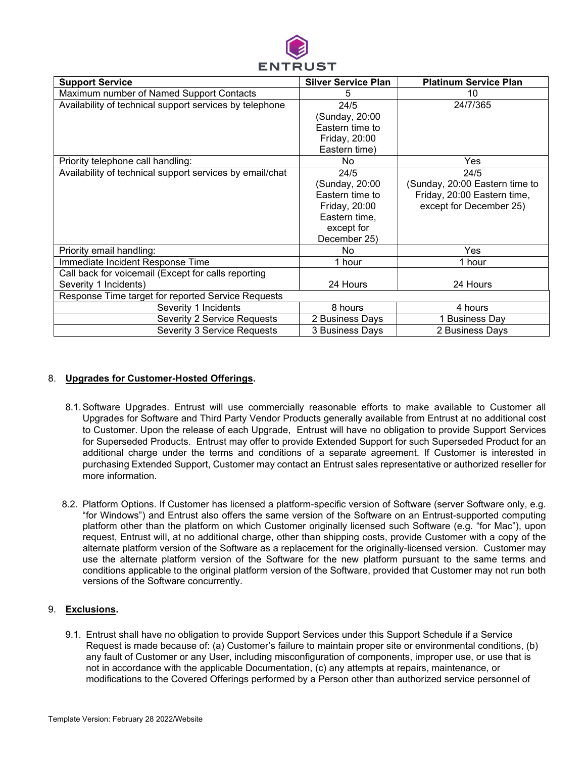| Support Service | Silver Service Plan | Platinum Service Plan |
|---|---|---|
| Maximum number of Named Support Contacts | 5 | 10 |
| Availability of technical support services by telephone | 24/5 (Sunday, 20:00 Eastern time to Friday, 20:00 Eastern time) | 24/7/365 |
| Priority telephone call handling: | No | Yes |
| Availability of technical support services by email/chat | 24/5 (Sunday, 20:00 Eastern time to Friday, 20:00 Eastern time, except for December 25) | 24/5 (Sunday, 20:00 Eastern time to Friday, 20:00 Eastern time, except for December 25) |
| Priority email handling: | No | Yes |
| Immediate Incident Response Time | 1 hour | 1 hour |
| Call back for voicemail (Except for calls reporting Severity 1 Incidents) | 24 Hours | 24 Hours |
| Response Time target for reported Service Requests | | |
| Severity 1 Incidents | 8 hours | 4 hours |
| Severity 2 Service Requests | 2 Business Days | 1 Business Day |
| Severity 3 Service Requests | 3 Business Days | 2 Business Days |

8. **Upgrades for Customer-Hosted Offerings.**

8.1. Software Upgrades. Entrust will use commercially reasonable efforts to make available to Customer all Upgrades for Software and Third Party Vendor Products generally available from Entrust at no additional cost to Customer. Upon the release of each Upgrade, Entrust will have no obligation to provide Support Services for Superseded Products. Entrust may offer to provide Extended Support for such Superseded Product for an additional charge under the terms and conditions of a separate agreement. If Customer is interested in purchasing Extended Support, Customer may contact an Entrust sales representative or authorized reseller for more information.

8.2. Platform Options. If Customer has licensed a platform-specific version of Software (server Software only, e.g. "for Windows") and Entrust also offers the same version of the Software on an Entrust-supported computing platform other than the platform on which Customer originally licensed such Software (e.g. "for Mac"), upon request, Entrust will, at no additional charge, other than shipping costs, provide Customer with a copy of the alternate platform version of the Software as a replacement for the originally-licensed version. Customer may use the alternate platform version of the Software for the new platform pursuant to the same terms and conditions applicable to the original platform version of the Software, provided that Customer may not run both versions of the Software concurrently.

9. **Exclusions.**

9.1. Entrust shall have no obligation to provide Support Services under this Support Schedule if a Service Request is made because of: (a) Customer's failure to maintain proper site or environmental conditions, (b) any fault of Customer or any User, including misconfiguration of components, improper use, or use that is not in accordance with the applicable Documentation, (c) any attempts at repairs, maintenance, or modifications to the Covered Offerings performed by a Person other than authorized service personnel of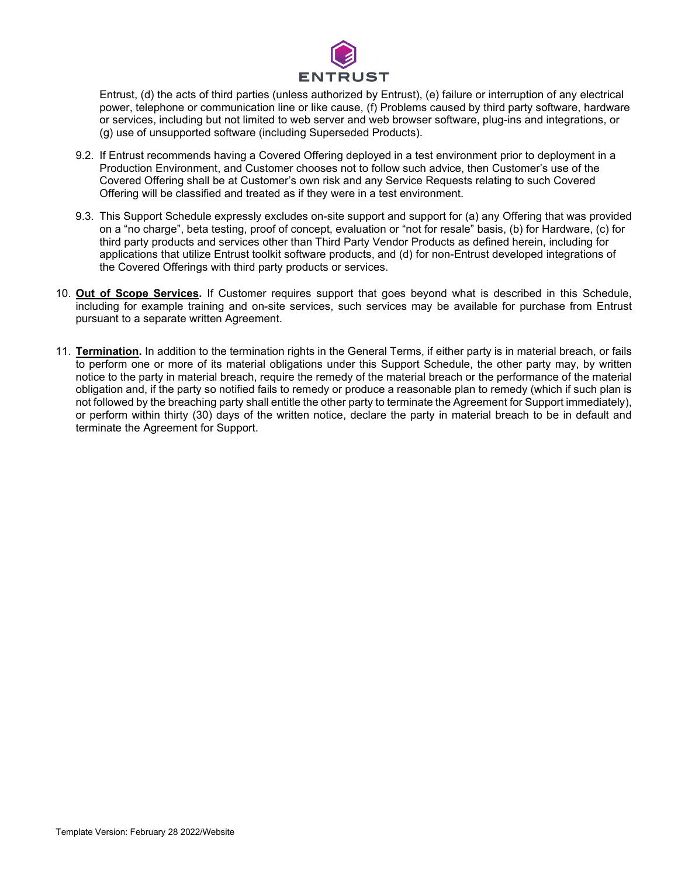Entrust, (d) the acts of third parties (unless authorized by Entrust), (e) failure or interruption of any electrical power, telephone or communication line or like cause, (f) Problems caused by third party software, hardware or services, including but not limited to web server and web browser software, plug-ins and integrations, or (g) use of unsupported software (including Superseded Products).

9.2. If Entrust recommends having a Covered Offering deployed in a test environment prior to deployment in a Production Environment, and Customer chooses not to follow such advice, then Customer's use of the Covered Offering shall be at Customer's own risk and any Service Requests relating to such Covered Offering will be classified and treated as if they were in a test environment.

9.3. This Support Schedule expressly excludes on-site support and support for (a) any Offering that was provided on a "no charge", beta testing, proof of concept, evaluation or "not for resale" basis, (b) for Hardware, (c) for third party products and services other than Third Party Vendor Products as defined herein, including for applications that utilize Entrust toolkit software products, and (d) for non-Entrust developed integrations of the Covered Offerings with third party products or services.

10. **Out of Scope Services.** If Customer requires support that goes beyond what is described in this Schedule, including for example training and on-site services, such services may be available for purchase from Entrust pursuant to a separate written Agreement.

11. **Termination.** In addition to the termination rights in the General Terms, if either party is in material breach, or fails to perform one or more of its material obligations under this Support Schedule, the other party may, by written notice to the party in material breach, require the remedy of the material breach or the performance of the material obligation and, if the party so notified fails to remedy or produce a reasonable plan to remedy (which if such plan is not followed by the breaching party shall entitle the other party to terminate the Agreement for Support immediately), or perform within thirty (30) days of the written notice, declare the party in material breach to be in default and terminate the Agreement for Support.

Template Version: February 28 2022/Website